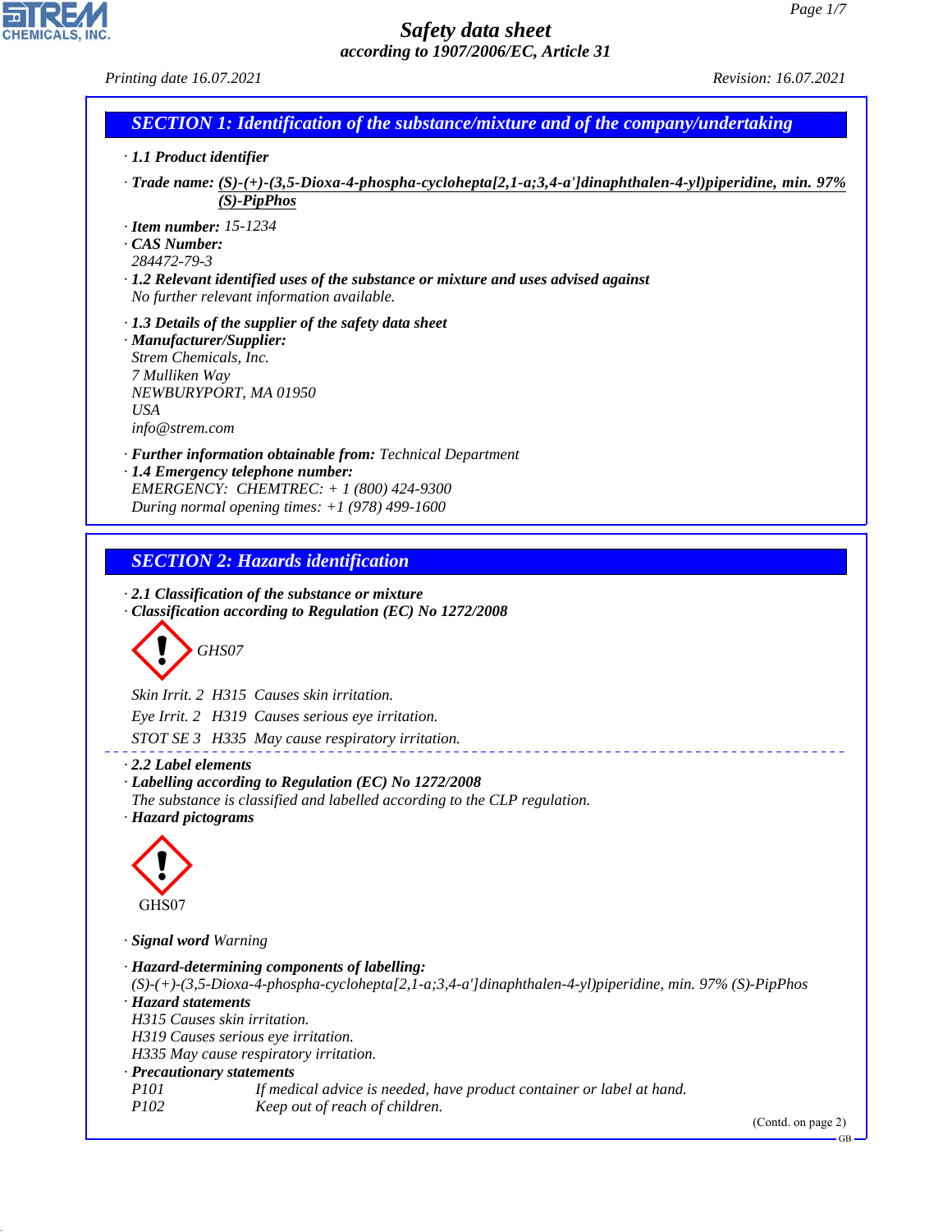# Safety data sheet

*according to 1907/2006/EC, Article 31*

*Printing date 16.07.2021* *Revision: 16.07.2021*

## SECTION 1: Identification of the substance/mixture and of the company/undertaking

· **1.1 Product identifier**

· **Trade name:** **(S)-(+)-(3,5-Dioxa-4-phospha-cyclohepta[2,1-a;3,4-a']dinaphthalen-4-yl)piperidine, min. 97% (S)-PipPhos**

· **Item number:** 15-1234
· **CAS Number:**
284472-79-3
· **1.2 Relevant identified uses of the substance or mixture and uses advised against**
No further relevant information available.

· **1.3 Details of the supplier of the safety data sheet**
· **Manufacturer/Supplier:**
Strem Chemicals, Inc.
7 Mulliken Way
NEWBURYPORT, MA 01950
USA
info@strem.com

· **Further information obtainable from:** Technical Department
· **1.4 Emergency telephone number:**
EMERGENCY: CHEMTREC: + 1 (800) 424-9300
During normal opening times: +1 (978) 499-1600

## SECTION 2: Hazards identification

· **2.1 Classification of the substance or mixture**
· **Classification according to Regulation (EC) No 1272/2008**

GHS07

Skin Irrit. 2 H315 Causes skin irritation.

Eye Irrit. 2 H319 Causes serious eye irritation.

STOT SE 3 H335 May cause respiratory irritation.

· **2.2 Label elements**
· **Labelling according to Regulation (EC) No 1272/2008**
The substance is classified and labelled according to the CLP regulation.
· **Hazard pictograms**

GHS07

· **Signal word** Warning

· **Hazard-determining components of labelling:**
(S)-(+)-(3,5-Dioxa-4-phospha-cyclohepta[2,1-a;3,4-a']dinaphthalen-4-yl)piperidine, min. 97% (S)-PipPhos
· **Hazard statements**
H315 Causes skin irritation.
H319 Causes serious eye irritation.
H335 May cause respiratory irritation.
· **Precautionary statements**

| | |
|---|---|
| P101 | If medical advice is needed, have product container or label at hand. |
| P102 | Keep out of reach of children. |

(Contd. on page 2)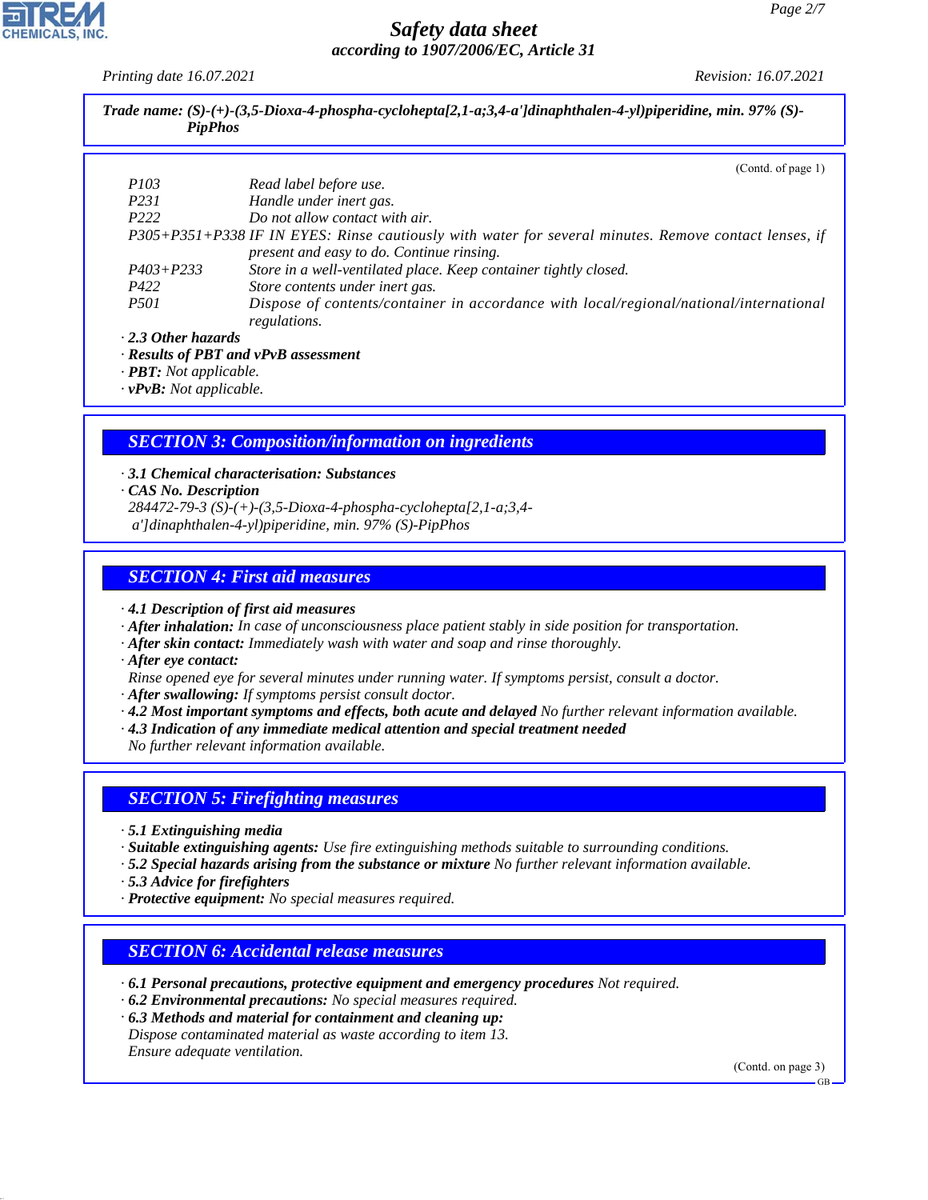**Trade name: (S)-(+)-(3,5-Dioxa-4-phospha-cyclohepta[2,1-a;3,4-a']dinaphthalen-4-yl)piperidine, min. 97% (S)-PipPhos**

(Contd. of page 1)

| | |
|---|---|
| P103 | Read label before use. |
| P231 | Handle under inert gas. |
| P222 | Do not allow contact with air. |
| P305+P351+P338 | IF IN EYES: Rinse cautiously with water for several minutes. Remove contact lenses, if present and easy to do. Continue rinsing. |
| P403+P233 | Store in a well-ventilated place. Keep container tightly closed. |
| P422 | Store contents under inert gas. |
| P501 | Dispose of contents/container in accordance with local/regional/national/international regulations. |

· **2.3 Other hazards**
· **Results of PBT and vPvB assessment**
· **PBT:** Not applicable.
· **vPvB:** Not applicable.

## SECTION 3: Composition/information on ingredients

· **3.1 Chemical characterisation: Substances**
· **CAS No. Description**
284472-79-3 (S)-(+)-(3,5-Dioxa-4-phospha-cyclohepta[2,1-a;3,4-a']dinaphthalen-4-yl)piperidine, min. 97% (S)-PipPhos

## SECTION 4: First aid measures

· **4.1 Description of first aid measures**
· **After inhalation:** In case of unconsciousness place patient stably in side position for transportation.
· **After skin contact:** Immediately wash with water and soap and rinse thoroughly.
· **After eye contact:**
Rinse opened eye for several minutes under running water. If symptoms persist, consult a doctor.
· **After swallowing:** If symptoms persist consult doctor.
· **4.2 Most important symptoms and effects, both acute and delayed** No further relevant information available.
· **4.3 Indication of any immediate medical attention and special treatment needed**
No further relevant information available.

## SECTION 5: Firefighting measures

· **5.1 Extinguishing media**
· **Suitable extinguishing agents:** Use fire extinguishing methods suitable to surrounding conditions.
· **5.2 Special hazards arising from the substance or mixture** No further relevant information available.
· **5.3 Advice for firefighters**
· **Protective equipment:** No special measures required.

## SECTION 6: Accidental release measures

· **6.1 Personal precautions, protective equipment and emergency procedures** Not required.
· **6.2 Environmental precautions:** No special measures required.
· **6.3 Methods and material for containment and cleaning up:**
Dispose contaminated material as waste according to item 13.
Ensure adequate ventilation.

(Contd. on page 3)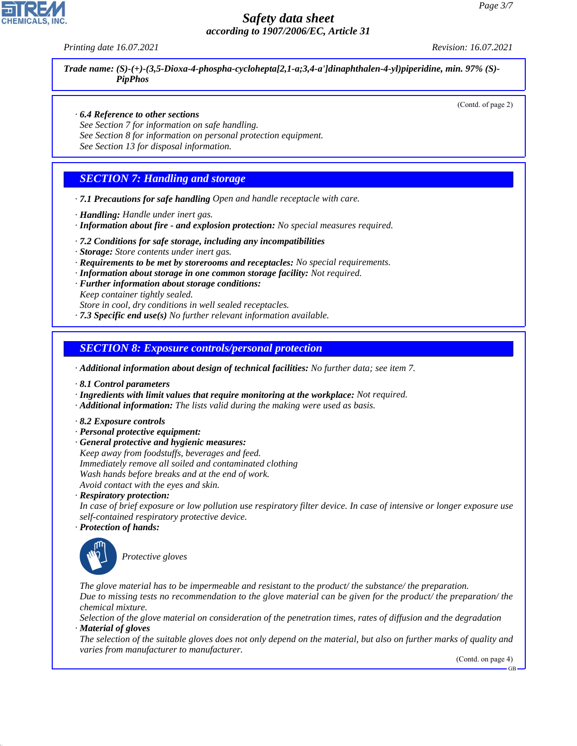**Trade name: (S)-(+)-(3,5-Dioxa-4-phospha-cyclohepta[2,1-a;3,4-a']dinaphthalen-4-yl)piperidine, min. 97% (S)-PipPhos**

(Contd. of page 2)

· **6.4 Reference to other sections**
See Section 7 for information on safe handling.
See Section 8 for information on personal protection equipment.
See Section 13 for disposal information.

## SECTION 7: Handling and storage

· **7.1 Precautions for safe handling** Open and handle receptacle with care.

· **Handling:** Handle under inert gas.
· **Information about fire - and explosion protection:** No special measures required.

· **7.2 Conditions for safe storage, including any incompatibilities**
· **Storage:** Store contents under inert gas.
· **Requirements to be met by storerooms and receptacles:** No special requirements.
· **Information about storage in one common storage facility:** Not required.
· **Further information about storage conditions:**
Keep container tightly sealed.
Store in cool, dry conditions in well sealed receptacles.
· **7.3 Specific end use(s)** No further relevant information available.

## SECTION 8: Exposure controls/personal protection

· **Additional information about design of technical facilities:** No further data; see item 7.

· **8.1 Control parameters**
· **Ingredients with limit values that require monitoring at the workplace:** Not required.
· **Additional information:** The lists valid during the making were used as basis.

· **8.2 Exposure controls**
· **Personal protective equipment:**
· **General protective and hygienic measures:**
Keep away from foodstuffs, beverages and feed.
Immediately remove all soiled and contaminated clothing
Wash hands before breaks and at the end of work.
Avoid contact with the eyes and skin.
· **Respiratory protection:**
In case of brief exposure or low pollution use respiratory filter device. In case of intensive or longer exposure use self-contained respiratory protective device.
· **Protection of hands:**

Protective gloves

The glove material has to be impermeable and resistant to the product/ the substance/ the preparation.
Due to missing tests no recommendation to the glove material can be given for the product/ the preparation/ the chemical mixture.
Selection of the glove material on consideration of the penetration times, rates of diffusion and the degradation
· **Material of gloves**
The selection of the suitable gloves does not only depend on the material, but also on further marks of quality and varies from manufacturer to manufacturer.

(Contd. on page 4)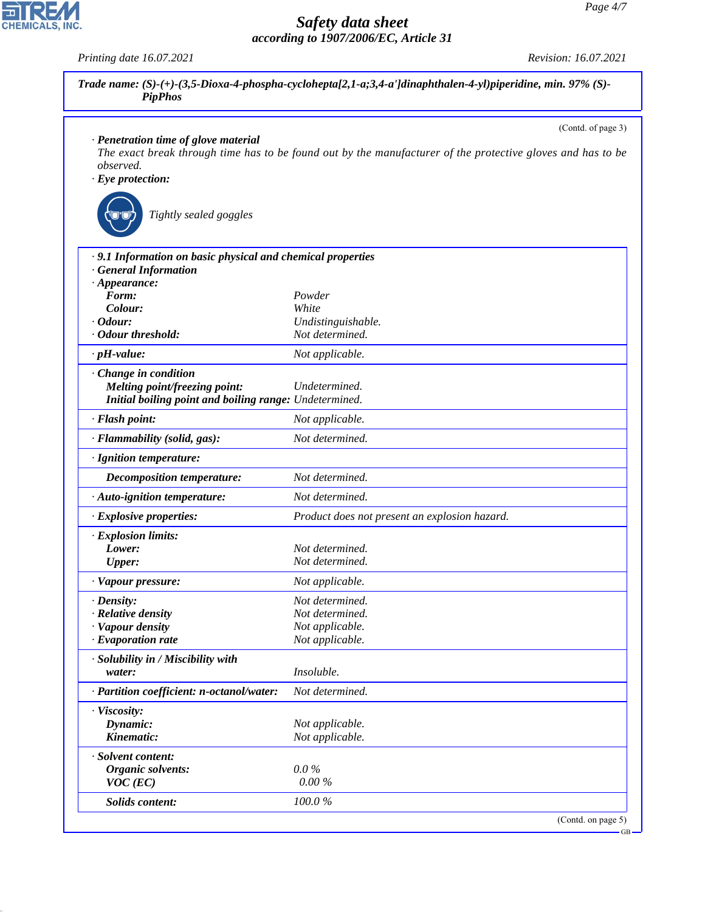Trade name: (S)-(+)-(3,5-Dioxa-4-phospha-cyclohepta[2,1-a;3,4-a']dinaphthalen-4-yl)piperidine, min. 97% (S)-PipPhos

(Contd. of page 3)

· **Penetration time of glove material**
The exact break through time has to be found out by the manufacturer of the protective gloves and has to be observed.

· **Eye protection:**

Tightly sealed goggles

· **9.1 Information on basic physical and chemical properties**
· **General Information**

| Property | Value |
|---|---|
| · **Appearance:** | |
| **Form:** | Powder |
| **Colour:** | White |
| · **Odour:** | Undistinguishable. |
| · **Odour threshold:** | Not determined. |
| · **pH-value:** | Not applicable. |
| · **Change in condition** | |
| **Melting point/freezing point:** | Undetermined. |
| **Initial boiling point and boiling range:** | Undetermined. |
| · **Flash point:** | Not applicable. |
| · **Flammability (solid, gas):** | Not determined. |
| · **Ignition temperature:** | |
| **Decomposition temperature:** | Not determined. |
| · **Auto-ignition temperature:** | Not determined. |
| · **Explosive properties:** | Product does not present an explosion hazard. |
| · **Explosion limits:** | |
| **Lower:** | Not determined. |
| **Upper:** | Not determined. |
| · **Vapour pressure:** | Not applicable. |
| · **Density:** | Not determined. |
| · **Relative density** | Not determined. |
| · **Vapour density** | Not applicable. |
| · **Evaporation rate** | Not applicable. |
| · **Solubility in / Miscibility with** | |
| **water:** | Insoluble. |
| · **Partition coefficient: n-octanol/water:** | Not determined. |
| · **Viscosity:** | |
| **Dynamic:** | Not applicable. |
| **Kinematic:** | Not applicable. |
| · **Solvent content:** | |
| **Organic solvents:** | 0.0 % |
| **VOC (EC)** | 0.00 % |
| **Solids content:** | 100.0 % |

(Contd. on page 5)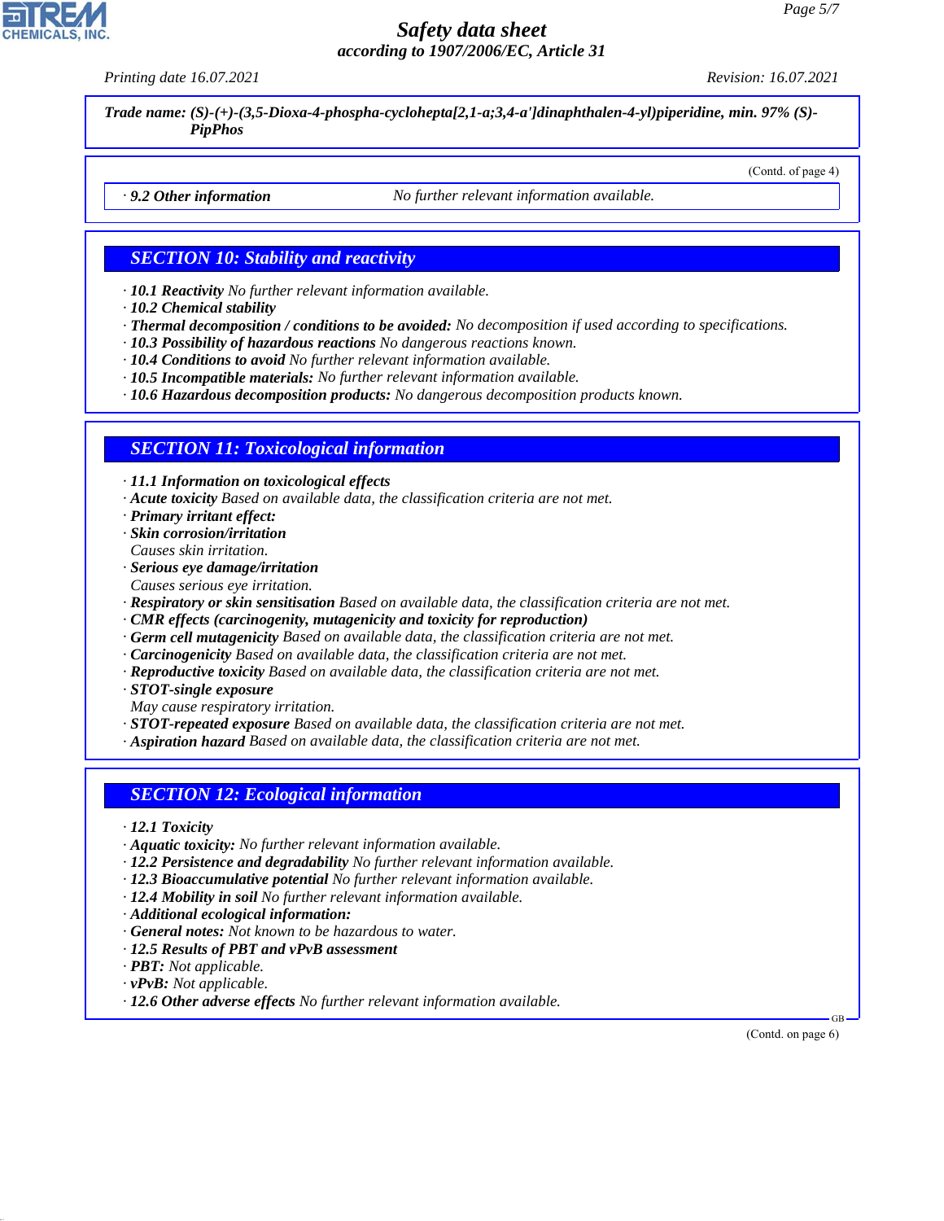**Trade name: (S)-(+)-(3,5-Dioxa-4-phospha-cyclohepta[2,1-a;3,4-a']dinaphthalen-4-yl)piperidine, min. 97% (S)-PipPhos**

(Contd. of page 4)

· **9.2 Other information** No further relevant information available.

## SECTION 10: Stability and reactivity

· **10.1 Reactivity** No further relevant information available.
· **10.2 Chemical stability**
· **Thermal decomposition / conditions to be avoided:** No decomposition if used according to specifications.
· **10.3 Possibility of hazardous reactions** No dangerous reactions known.
· **10.4 Conditions to avoid** No further relevant information available.
· **10.5 Incompatible materials:** No further relevant information available.
· **10.6 Hazardous decomposition products:** No dangerous decomposition products known.

## SECTION 11: Toxicological information

· **11.1 Information on toxicological effects**
· **Acute toxicity** Based on available data, the classification criteria are not met.
· **Primary irritant effect:**
· **Skin corrosion/irritation**
Causes skin irritation.
· **Serious eye damage/irritation**
Causes serious eye irritation.
· **Respiratory or skin sensitisation** Based on available data, the classification criteria are not met.
· **CMR effects (carcinogenity, mutagenicity and toxicity for reproduction)**
· **Germ cell mutagenicity** Based on available data, the classification criteria are not met.
· **Carcinogenicity** Based on available data, the classification criteria are not met.
· **Reproductive toxicity** Based on available data, the classification criteria are not met.
· **STOT-single exposure**
May cause respiratory irritation.
· **STOT-repeated exposure** Based on available data, the classification criteria are not met.
· **Aspiration hazard** Based on available data, the classification criteria are not met.

## SECTION 12: Ecological information

· **12.1 Toxicity**
· **Aquatic toxicity:** No further relevant information available.
· **12.2 Persistence and degradability** No further relevant information available.
· **12.3 Bioaccumulative potential** No further relevant information available.
· **12.4 Mobility in soil** No further relevant information available.
· **Additional ecological information:**
· **General notes:** Not known to be hazardous to water.
· **12.5 Results of PBT and vPvB assessment**
· **PBT:** Not applicable.
· **vPvB:** Not applicable.
· **12.6 Other adverse effects** No further relevant information available.

(Contd. on page 6)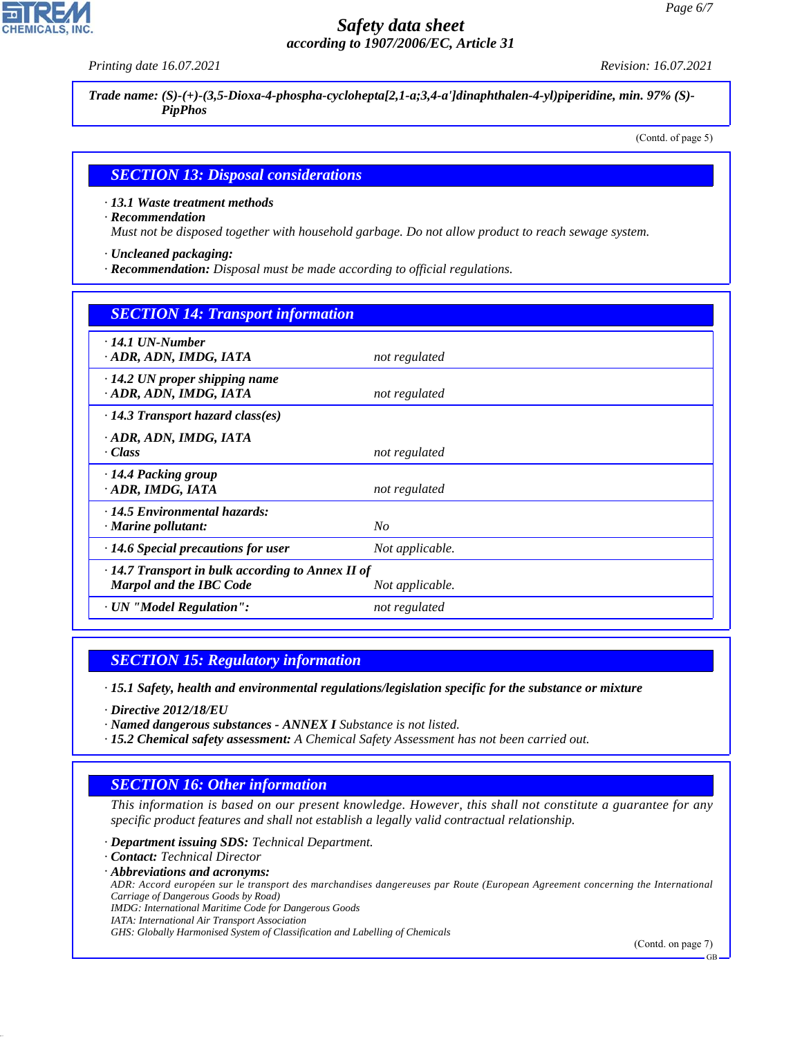**Trade name: (S)-(+)-(3,5-Dioxa-4-phospha-cyclohepta[2,1-a;3,4-a']dinaphthalen-4-yl)piperidine, min. 97% (S)-PipPhos**

(Contd. of page 5)

## SECTION 13: Disposal considerations

· **13.1 Waste treatment methods**
· **Recommendation**
Must not be disposed together with household garbage. Do not allow product to reach sewage system.

· **Uncleaned packaging:**
· **Recommendation:** Disposal must be made according to official regulations.

## SECTION 14: Transport information

| | |
|---|---|
| · **14.1 UN-Number**<br>· **ADR, ADN, IMDG, IATA** | not regulated |
| · **14.2 UN proper shipping name**<br>· **ADR, ADN, IMDG, IATA** | not regulated |
| · **14.3 Transport hazard class(es)**<br>· **ADR, ADN, IMDG, IATA**<br>· **Class** | not regulated |
| · **14.4 Packing group**<br>· **ADR, IMDG, IATA** | not regulated |
| · **14.5 Environmental hazards:**<br>· **Marine pollutant:** | No |
| · **14.6 Special precautions for user** | Not applicable. |
| · **14.7 Transport in bulk according to Annex II of Marpol and the IBC Code** | Not applicable. |
| · **UN "Model Regulation":** | not regulated |

## SECTION 15: Regulatory information

· **15.1 Safety, health and environmental regulations/legislation specific for the substance or mixture**

· **Directive 2012/18/EU**
· **Named dangerous substances - ANNEX I** Substance is not listed.
· **15.2 Chemical safety assessment:** A Chemical Safety Assessment has not been carried out.

## SECTION 16: Other information

This information is based on our present knowledge. However, this shall not constitute a guarantee for any specific product features and shall not establish a legally valid contractual relationship.

· **Department issuing SDS:** Technical Department.
· **Contact:** Technical Director
· **Abbreviations and acronyms:**
ADR: Accord européen sur le transport des marchandises dangereuses par Route (European Agreement concerning the International Carriage of Dangerous Goods by Road)
IMDG: International Maritime Code for Dangerous Goods
IATA: International Air Transport Association
GHS: Globally Harmonised System of Classification and Labelling of Chemicals

(Contd. on page 7)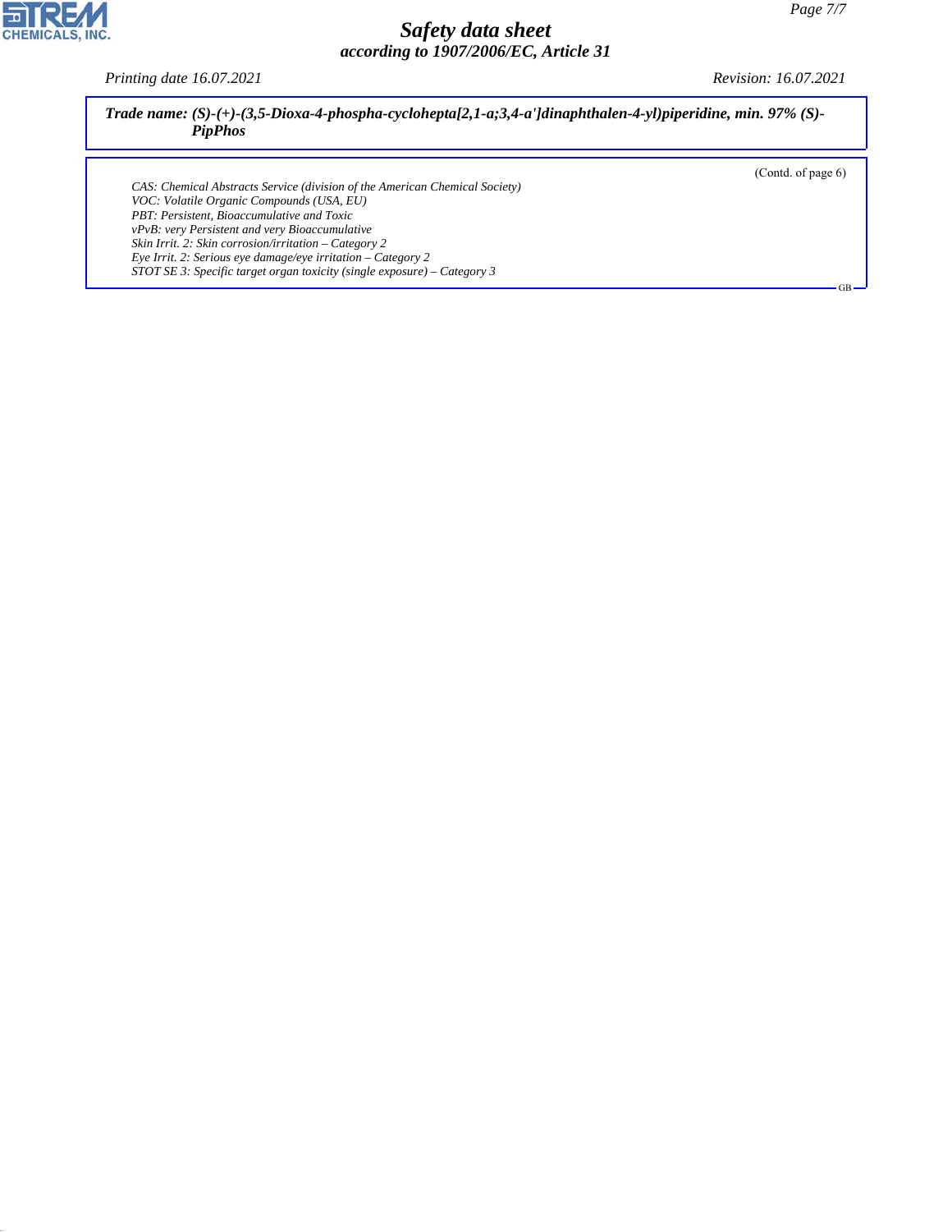**Trade name: (S)-(+)-(3,5-Dioxa-4-phospha-cyclohepta[2,1-a;3,4-a']dinaphthalen-4-yl)piperidine, min. 97% (S)-PipPhos**

(Contd. of page 6)

*CAS: Chemical Abstracts Service (division of the American Chemical Society)*
*VOC: Volatile Organic Compounds (USA, EU)*
*PBT: Persistent, Bioaccumulative and Toxic*
*vPvB: very Persistent and very Bioaccumulative*
*Skin Irrit. 2: Skin corrosion/irritation – Category 2*
*Eye Irrit. 2: Serious eye damage/eye irritation – Category 2*
*STOT SE 3: Specific target organ toxicity (single exposure) – Category 3*

GB